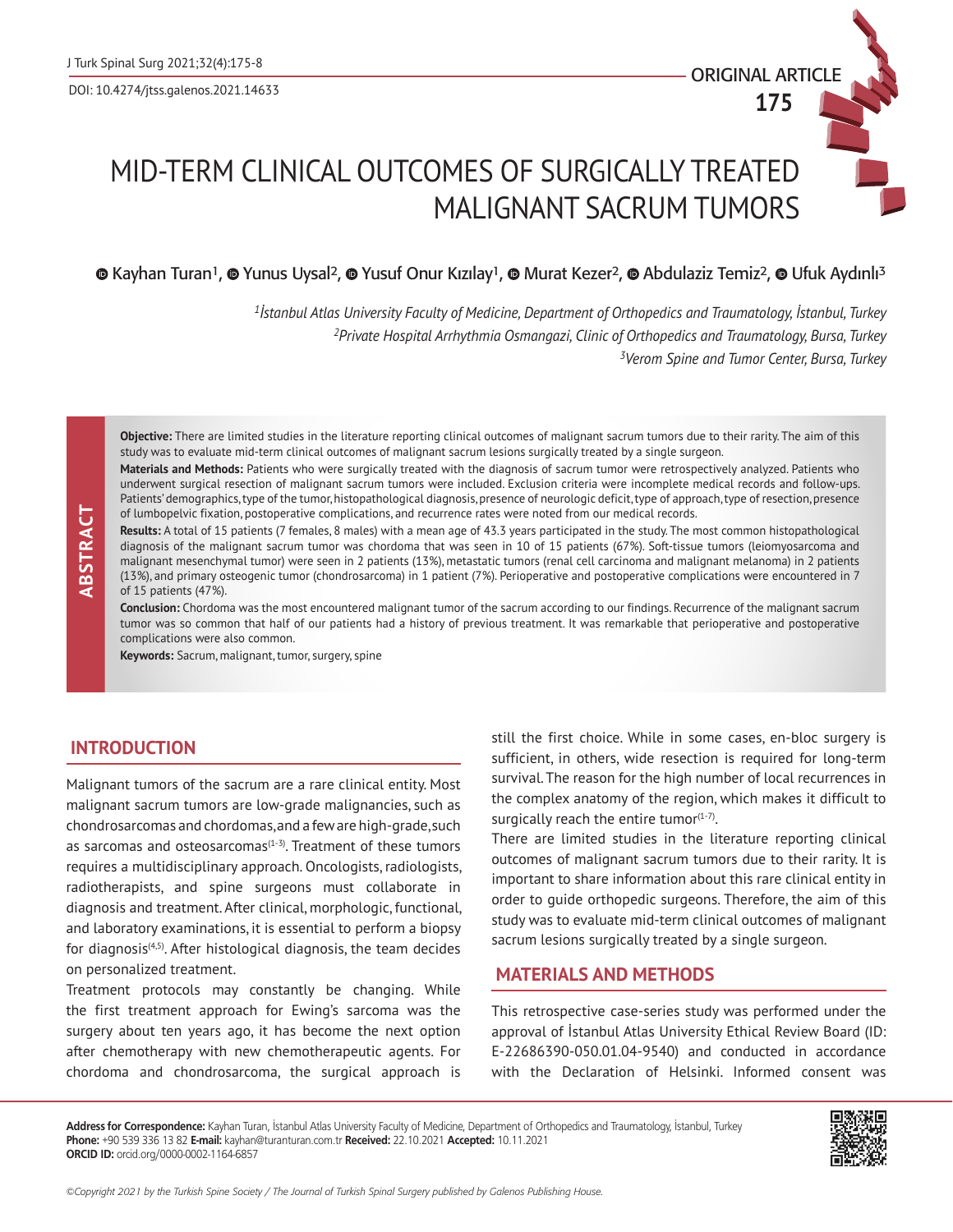ORIGINAL ARTICLE

# MID-TERM CLINICAL OUTCOMES OF SURGICALLY TREATED MALIGNANT SACRUM TUMORS

Kayhan Turan[1], Yunus Uysal[2], Yusuf Onur Kızılay[1], Murat Kezer[2], Abdulaziz Temiz[2], Ufuk Aydınlı[3]

*[1]İstanbul Atlas University Faculty of Medicine, Department of Orthopedics and Traumatology, İstanbul, Turkey*
*[2]Private Hospital Arrhythmia Osmangazi, Clinic of Orthopedics and Traumatology, Bursa, Turkey*
*[3]Verom Spine and Tumor Center, Bursa, Turkey*

## ABSTRACT

**Objective:** There are limited studies in the literature reporting clinical outcomes of malignant sacrum tumors due to their rarity. The aim of this study was to evaluate mid-term clinical outcomes of malignant sacrum lesions surgically treated by a single surgeon.

**Materials and Methods:** Patients who were surgically treated with the diagnosis of sacrum tumor were retrospectively analyzed. Patients who underwent surgical resection of malignant sacrum tumors were included. Exclusion criteria were incomplete medical records and follow-ups. Patients' demographics, type of the tumor, histopathological diagnosis, presence of neurologic deficit, type of approach, type of resection, presence of lumbopelvic fixation, postoperative complications, and recurrence rates were noted from our medical records.

**Results:** A total of 15 patients (7 females, 8 males) with a mean age of 43.3 years participated in the study. The most common histopathological diagnosis of the malignant sacrum tumor was chordoma that was seen in 10 of 15 patients (67%). Soft-tissue tumors (leiomyosarcoma and malignant mesenchymal tumor) were seen in 2 patients (13%), metastatic tumors (renal cell carcinoma and malignant melanoma) in 2 patients (13%), and primary osteogenic tumor (chondrosarcoma) in 1 patient (7%). Perioperative and postoperative complications were encountered in 7 of 15 patients (47%).

**Conclusion:** Chordoma was the most encountered malignant tumor of the sacrum according to our findings. Recurrence of the malignant sacrum tumor was so common that half of our patients had a history of previous treatment. It was remarkable that perioperative and postoperative complications were also common.

**Keywords:** Sacrum, malignant, tumor, surgery, spine

## INTRODUCTION

Malignant tumors of the sacrum are a rare clinical entity. Most malignant sacrum tumors are low-grade malignancies, such as chondrosarcomas and chordomas, and a few are high-grade, such as sarcomas and osteosarcomas[1-3]. Treatment of these tumors requires a multidisciplinary approach. Oncologists, radiologists, radiotherapists, and spine surgeons must collaborate in diagnosis and treatment. After clinical, morphologic, functional, and laboratory examinations, it is essential to perform a biopsy for diagnosis[4,5]. After histological diagnosis, the team decides on personalized treatment.

Treatment protocols may constantly be changing. While the first treatment approach for Ewing's sarcoma was the surgery about ten years ago, it has become the next option after chemotherapy with new chemotherapeutic agents. For chordoma and chondrosarcoma, the surgical approach is still the first choice. While in some cases, en-bloc surgery is sufficient, in others, wide resection is required for long-term survival. The reason for the high number of local recurrences in the complex anatomy of the region, which makes it difficult to surgically reach the entire tumor[1-7].

There are limited studies in the literature reporting clinical outcomes of malignant sacrum tumors due to their rarity. It is important to share information about this rare clinical entity in order to guide orthopedic surgeons. Therefore, the aim of this study was to evaluate mid-term clinical outcomes of malignant sacrum lesions surgically treated by a single surgeon.

## MATERIALS AND METHODS

This retrospective case-series study was performed under the approval of İstanbul Atlas University Ethical Review Board (ID: E-22686390-050.01.04-9540) and conducted in accordance with the Declaration of Helsinki. Informed consent was

**Address for Correspondence:** Kayhan Turan, İstanbul Atlas University Faculty of Medicine, Department of Orthopedics and Traumatology, İstanbul, Turkey
**Phone:** +90 539 336 13 82 **E-mail:** kayhan@turanturan.com.tr **Received:** 22.10.2021 **Accepted:** 10.11.2021
**ORCID ID:** orcid.org/0000-0002-1164-6857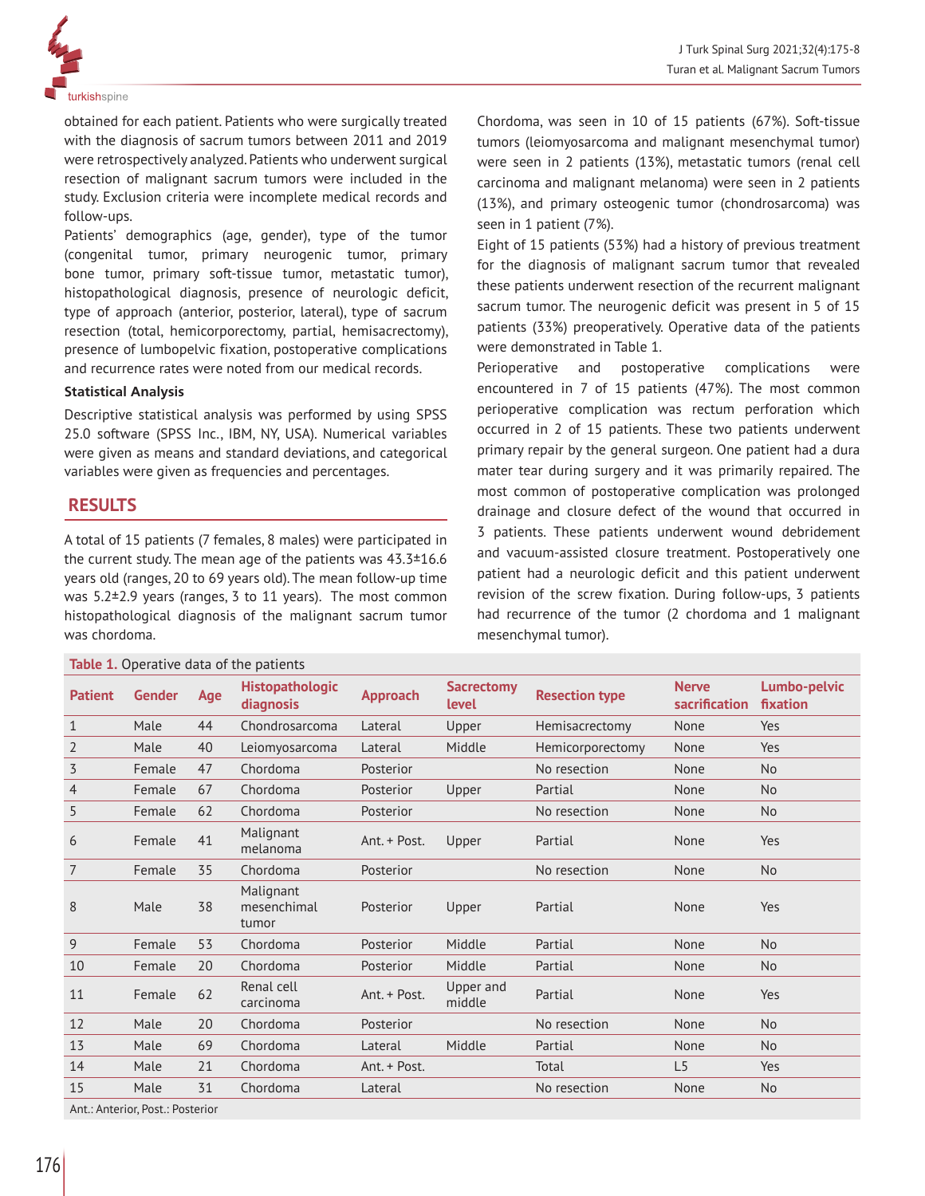obtained for each patient. Patients who were surgically treated with the diagnosis of sacrum tumors between 2011 and 2019 were retrospectively analyzed. Patients who underwent surgical resection of malignant sacrum tumors were included in the study. Exclusion criteria were incomplete medical records and follow-ups.

Patients' demographics (age, gender), type of the tumor (congenital tumor, primary neurogenic tumor, primary bone tumor, primary soft-tissue tumor, metastatic tumor), histopathological diagnosis, presence of neurologic deficit, type of approach (anterior, posterior, lateral), type of sacrum resection (total, hemicorporectomy, partial, hemisacrectomy), presence of lumbopelvic fixation, postoperative complications and recurrence rates were noted from our medical records.

**Statistical Analysis**

Descriptive statistical analysis was performed by using SPSS 25.0 software (SPSS Inc., IBM, NY, USA). Numerical variables were given as means and standard deviations, and categorical variables were given as frequencies and percentages.

## RESULTS

A total of 15 patients (7 females, 8 males) were participated in the current study. The mean age of the patients was 43.3±16.6 years old (ranges, 20 to 69 years old). The mean follow-up time was 5.2±2.9 years (ranges, 3 to 11 years). The most common histopathological diagnosis of the malignant sacrum tumor was chordoma.

Chordoma, was seen in 10 of 15 patients (67%). Soft-tissue tumors (leiomyosarcoma and malignant mesenchymal tumor) were seen in 2 patients (13%), metastatic tumors (renal cell carcinoma and malignant melanoma) were seen in 2 patients (13%), and primary osteogenic tumor (chondrosarcoma) was seen in 1 patient (7%).

Eight of 15 patients (53%) had a history of previous treatment for the diagnosis of malignant sacrum tumor that revealed these patients underwent resection of the recurrent malignant sacrum tumor. The neurogenic deficit was present in 5 of 15 patients (33%) preoperatively. Operative data of the patients were demonstrated in Table 1.

Perioperative and postoperative complications were encountered in 7 of 15 patients (47%). The most common perioperative complication was rectum perforation which occurred in 2 of 15 patients. These two patients underwent primary repair by the general surgeon. One patient had a dura mater tear during surgery and it was primarily repaired. The most common of postoperative complication was prolonged drainage and closure defect of the wound that occurred in 3 patients. These patients underwent wound debridement and vacuum-assisted closure treatment. Postoperatively one patient had a neurologic deficit and this patient underwent revision of the screw fixation. During follow-ups, 3 patients had recurrence of the tumor (2 chordoma and 1 malignant mesenchymal tumor).

**Table 1.** Operative data of the patients

| Patient | Gender | Age | Histopathologic diagnosis | Approach | Sacrectomy level | Resection type | Nerve sacrification | Lumbo-pelvic fixation |
|---|---|---|---|---|---|---|---|---|
| 1 | Male | 44 | Chondrosarcoma | Lateral | Upper | Hemisacrectomy | None | Yes |
| 2 | Male | 40 | Leiomyosarcoma | Lateral | Middle | Hemicorporectomy | None | Yes |
| 3 | Female | 47 | Chordoma | Posterior | | No resection | None | No |
| 4 | Female | 67 | Chordoma | Posterior | Upper | Partial | None | No |
| 5 | Female | 62 | Chordoma | Posterior | | No resection | None | No |
| 6 | Female | 41 | Malignant melanoma | Ant. + Post. | Upper | Partial | None | Yes |
| 7 | Female | 35 | Chordoma | Posterior | | No resection | None | No |
| 8 | Male | 38 | Malignant mesenchimal tumor | Posterior | Upper | Partial | None | Yes |
| 9 | Female | 53 | Chordoma | Posterior | Middle | Partial | None | No |
| 10 | Female | 20 | Chordoma | Posterior | Middle | Partial | None | No |
| 11 | Female | 62 | Renal cell carcinoma | Ant. + Post. | Upper and middle | Partial | None | Yes |
| 12 | Male | 20 | Chordoma | Posterior | | No resection | None | No |
| 13 | Male | 69 | Chordoma | Lateral | Middle | Partial | None | No |
| 14 | Male | 21 | Chordoma | Ant. + Post. | | Total | L5 | Yes |
| 15 | Male | 31 | Chordoma | Lateral | | No resection | None | No |

Ant.: Anterior, Post.: Posterior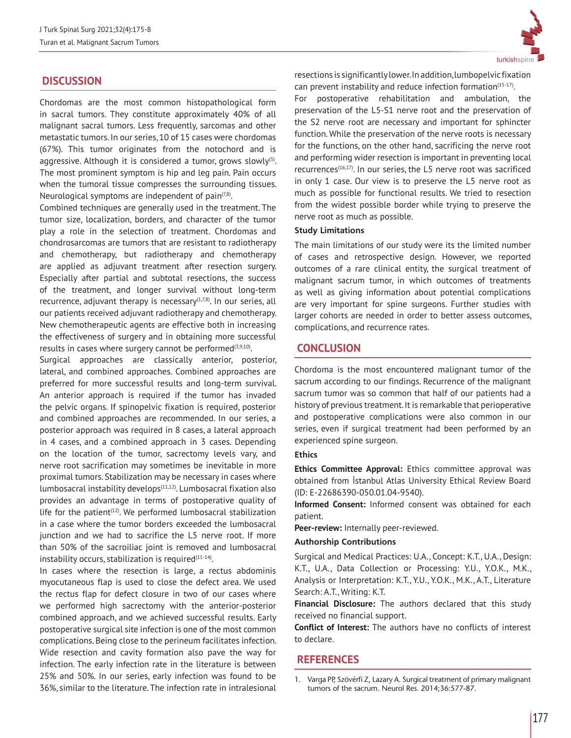## DISCUSSION

Chordomas are the most common histopathological form in sacral tumors. They constitute approximately 40% of all malignant sacral tumors. Less frequently, sarcomas and other metastatic tumors. In our series, 10 of 15 cases were chordomas (67%). This tumor originates from the notochord and is aggressive. Although it is considered a tumor, grows slowly[5]. The most prominent symptom is hip and leg pain. Pain occurs when the tumoral tissue compresses the surrounding tissues. Neurological symptoms are independent of pain[7,8].

Combined techniques are generally used in the treatment. The tumor size, localization, borders, and character of the tumor play a role in the selection of treatment. Chordomas and chondrosarcomas are tumors that are resistant to radiotherapy and chemotherapy, but radiotherapy and chemotherapy are applied as adjuvant treatment after resection surgery. Especially after partial and subtotal resections, the success of the treatment, and longer survival without long-term recurrence, adjuvant therapy is necessary[1,7,8]. In our series, all our patients received adjuvant radiotherapy and chemotherapy. New chemotherapeutic agents are effective both in increasing the effectiveness of surgery and in obtaining more successful results in cases where surgery cannot be performed[3,9,10].

Surgical approaches are classically anterior, posterior, lateral, and combined approaches. Combined approaches are preferred for more successful results and long-term survival. An anterior approach is required if the tumor has invaded the pelvic organs. If spinopelvic fixation is required, posterior and combined approaches are recommended. In our series, a posterior approach was required in 8 cases, a lateral approach in 4 cases, and a combined approach in 3 cases. Depending on the location of the tumor, sacrectomy levels vary, and nerve root sacrification may sometimes be inevitable in more proximal tumors. Stabilization may be necessary in cases where lumbosacral instability develops[11,12]. Lumbosacral fixation also provides an advantage in terms of postoperative quality of life for the patient[12]. We performed lumbosacral stabilization in a case where the tumor borders exceeded the lumbosacral junction and we had to sacrifice the L5 nerve root. If more than 50% of the sacroiliac joint is removed and lumbosacral instability occurs, stabilization is required[11-14].

In cases where the resection is large, a rectus abdominis myocutaneous flap is used to close the defect area. We used the rectus flap for defect closure in two of our cases where we performed high sacrectomy with the anterior-posterior combined approach, and we achieved successful results. Early postoperative surgical site infection is one of the most common complications. Being close to the perineum facilitates infection. Wide resection and cavity formation also pave the way for infection. The early infection rate in the literature is between 25% and 50%. In our series, early infection was found to be 36%, similar to the literature. The infection rate in intralesional resections is significantly lower. In addition, lumbopelvic fixation can prevent instability and reduce infection formation[15-17].

For postoperative rehabilitation and ambulation, the preservation of the L5-S1 nerve root and the preservation of the S2 nerve root are necessary and important for sphincter function. While the preservation of the nerve roots is necessary for the functions, on the other hand, sacrificing the nerve root and performing wider resection is important in preventing local recurrences[16,17]. In our series, the L5 nerve root was sacrificed in only 1 case. Our view is to preserve the L5 nerve root as much as possible for functional results. We tried to resection from the widest possible border while trying to preserve the nerve root as much as possible.

### Study Limitations

The main limitations of our study were its the limited number of cases and retrospective design. However, we reported outcomes of a rare clinical entity, the surgical treatment of malignant sacrum tumor, in which outcomes of treatments as well as giving information about potential complications are very important for spine surgeons. Further studies with larger cohorts are needed in order to better assess outcomes, complications, and recurrence rates.

## CONCLUSION

Chordoma is the most encountered malignant tumor of the sacrum according to our findings. Recurrence of the malignant sacrum tumor was so common that half of our patients had a history of previous treatment. It is remarkable that perioperative and postoperative complications were also common in our series, even if surgical treatment had been performed by an experienced spine surgeon.

### Ethics

**Ethics Committee Approval:** Ethics committee approval was obtained from İstanbul Atlas University Ethical Review Board (ID: E-22686390-050.01.04-9540).

**Informed Consent:** Informed consent was obtained for each patient.

**Peer-review:** Internally peer-reviewed.

### Authorship Contributions

Surgical and Medical Practices: U.A., Concept: K.T., U.A., Design: K.T., U.A., Data Collection or Processing: Y.U., Y.O.K., M.K., Analysis or Interpretation: K.T., Y.U., Y.O.K., M.K., A.T., Literature Search: A.T., Writing: K.T.

**Financial Disclosure:** The authors declared that this study received no financial support.

**Conflict of Interest:** The authors have no conflicts of interest to declare.

## REFERENCES

1. Varga PP, Szövérfi Z, Lazary A. Surgical treatment of primary malignant tumors of the sacrum. Neurol Res. 2014;36:577-87.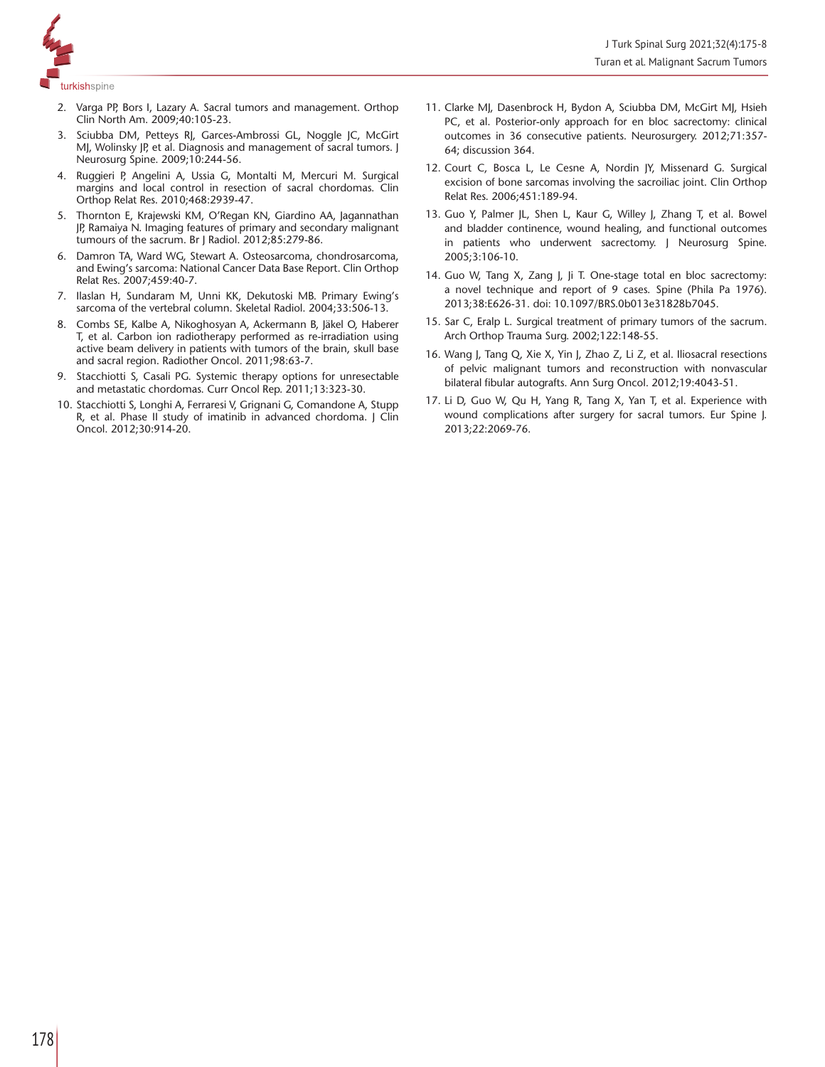2. Varga PP, Bors I, Lazary A. Sacral tumors and management. Orthop Clin North Am. 2009;40:105-23.
3. Sciubba DM, Petteys RJ, Garces-Ambrossi GL, Noggle JC, McGirt MJ, Wolinsky JP, et al. Diagnosis and management of sacral tumors. J Neurosurg Spine. 2009;10:244-56.
4. Ruggieri P, Angelini A, Ussia G, Montalti M, Mercuri M. Surgical margins and local control in resection of sacral chordomas. Clin Orthop Relat Res. 2010;468:2939-47.
5. Thornton E, Krajewski KM, O'Regan KN, Giardino AA, Jagannathan JP, Ramaiya N. Imaging features of primary and secondary malignant tumours of the sacrum. Br J Radiol. 2012;85:279-86.
6. Damron TA, Ward WG, Stewart A. Osteosarcoma, chondrosarcoma, and Ewing's sarcoma: National Cancer Data Base Report. Clin Orthop Relat Res. 2007;459:40-7.
7. Ilaslan H, Sundaram M, Unni KK, Dekutoski MB. Primary Ewing's sarcoma of the vertebral column. Skeletal Radiol. 2004;33:506-13.
8. Combs SE, Kalbe A, Nikoghosyan A, Ackermann B, Jäkel O, Haberer T, et al. Carbon ion radiotherapy performed as re-irradiation using active beam delivery in patients with tumors of the brain, skull base and sacral region. Radiother Oncol. 2011;98:63-7.
9. Stacchiotti S, Casali PG. Systemic therapy options for unresectable and metastatic chordomas. Curr Oncol Rep. 2011;13:323-30.
10. Stacchiotti S, Longhi A, Ferraresi V, Grignani G, Comandone A, Stupp R, et al. Phase II study of imatinib in advanced chordoma. J Clin Oncol. 2012;30:914-20.
11. Clarke MJ, Dasenbrock H, Bydon A, Sciubba DM, McGirt MJ, Hsieh PC, et al. Posterior-only approach for en bloc sacrectomy: clinical outcomes in 36 consecutive patients. Neurosurgery. 2012;71:357-64; discussion 364.
12. Court C, Bosca L, Le Cesne A, Nordin JY, Missenard G. Surgical excision of bone sarcomas involving the sacroiliac joint. Clin Orthop Relat Res. 2006;451:189-94.
13. Guo Y, Palmer JL, Shen L, Kaur G, Willey J, Zhang T, et al. Bowel and bladder continence, wound healing, and functional outcomes in patients who underwent sacrectomy. J Neurosurg Spine. 2005;3:106-10.
14. Guo W, Tang X, Zang J, Ji T. One-stage total en bloc sacrectomy: a novel technique and report of 9 cases. Spine (Phila Pa 1976). 2013;38:E626-31. doi: 10.1097/BRS.0b013e31828b7045.
15. Sar C, Eralp L. Surgical treatment of primary tumors of the sacrum. Arch Orthop Trauma Surg. 2002;122:148-55.
16. Wang J, Tang Q, Xie X, Yin J, Zhao Z, Li Z, et al. Iliosacral resections of pelvic malignant tumors and reconstruction with nonvascular bilateral fibular autografts. Ann Surg Oncol. 2012;19:4043-51.
17. Li D, Guo W, Qu H, Yang R, Tang X, Yan T, et al. Experience with wound complications after surgery for sacral tumors. Eur Spine J. 2013;22:2069-76.